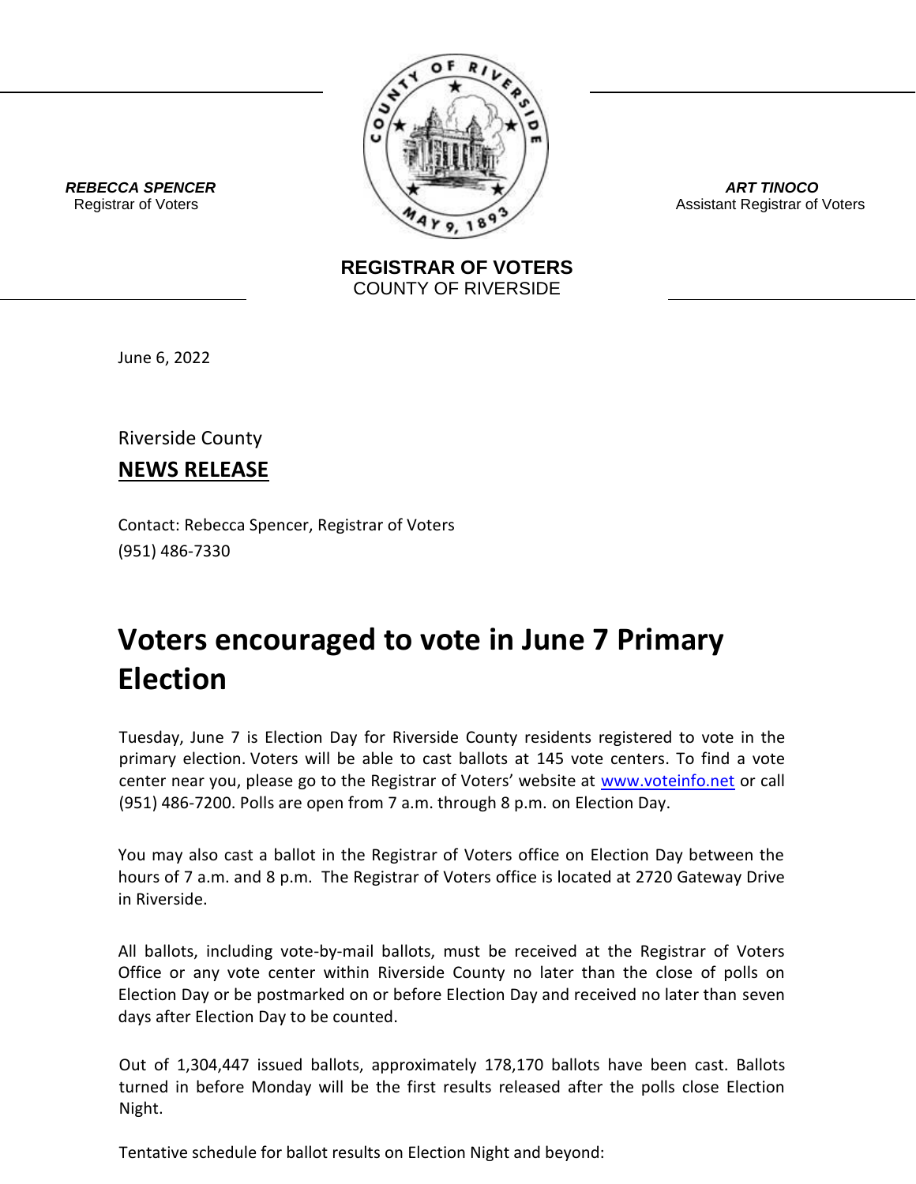**REBECCA SPENCER**
Registrar of Voters

**ART TINOCO**
Assistant Registrar of Voters

**REGISTRAR OF VOTERS**
COUNTY OF RIVERSIDE

June 6, 2022

Riverside County

**NEWS RELEASE**

Contact: Rebecca Spencer, Registrar of Voters
(951) 486-7330

# Voters encouraged to vote in June 7 Primary Election

Tuesday, June 7 is Election Day for Riverside County residents registered to vote in the primary election. Voters will be able to cast ballots at 145 vote centers. To find a vote center near you, please go to the Registrar of Voters' website at www.voteinfo.net or call (951) 486-7200. Polls are open from 7 a.m. through 8 p.m. on Election Day.

You may also cast a ballot in the Registrar of Voters office on Election Day between the hours of 7 a.m. and 8 p.m. The Registrar of Voters office is located at 2720 Gateway Drive in Riverside.

All ballots, including vote-by-mail ballots, must be received at the Registrar of Voters Office or any vote center within Riverside County no later than the close of polls on Election Day or be postmarked on or before Election Day and received no later than seven days after Election Day to be counted.

Out of 1,304,447 issued ballots, approximately 178,170 ballots have been cast. Ballots turned in before Monday will be the first results released after the polls close Election Night.

Tentative schedule for ballot results on Election Night and beyond: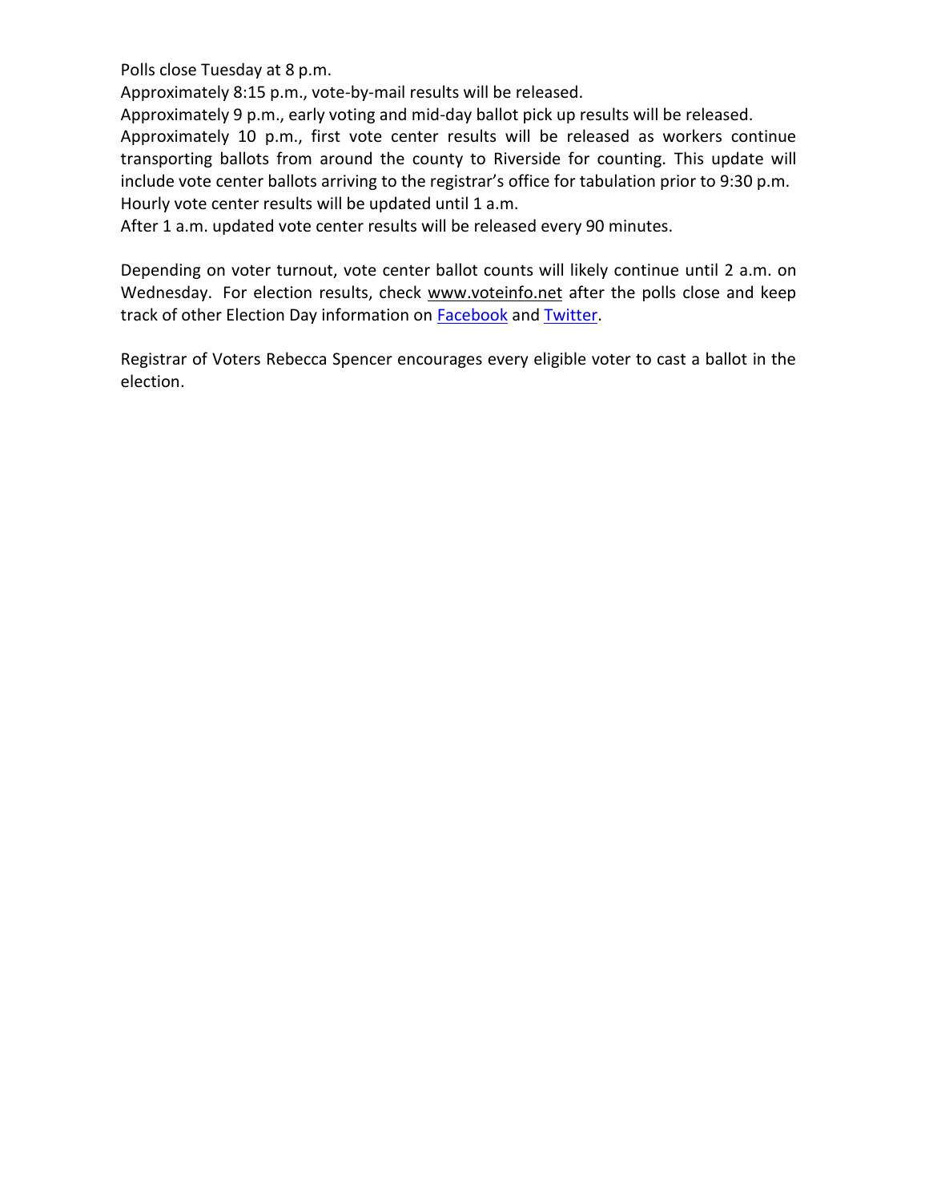Polls close Tuesday at 8 p.m.

Approximately 8:15 p.m., vote-by-mail results will be released.

Approximately 9 p.m., early voting and mid-day ballot pick up results will be released.

Approximately 10 p.m., first vote center results will be released as workers continue transporting ballots from around the county to Riverside for counting. This update will include vote center ballots arriving to the registrar's office for tabulation prior to 9:30 p.m.

Hourly vote center results will be updated until 1 a.m.

After 1 a.m. updated vote center results will be released every 90 minutes.

Depending on voter turnout, vote center ballot counts will likely continue until 2 a.m. on Wednesday. For election results, check www.voteinfo.net after the polls close and keep track of other Election Day information on Facebook and Twitter.

Registrar of Voters Rebecca Spencer encourages every eligible voter to cast a ballot in the election.